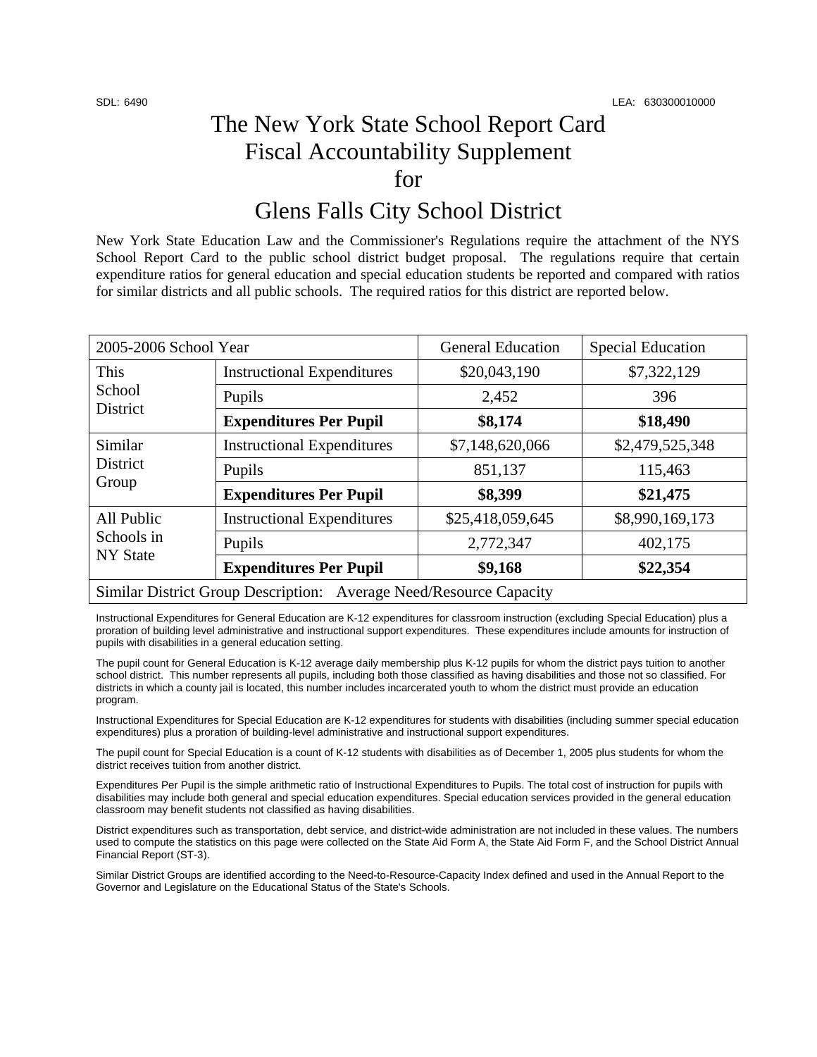SDL: 6490 LEA: 630300010000

# The New York State School Report Card Fiscal Accountability Supplement for

# Glens Falls City School District

New York State Education Law and the Commissioner's Regulations require the attachment of the NYS School Report Card to the public school district budget proposal. The regulations require that certain expenditure ratios for general education and special education students be reported and compared with ratios for similar districts and all public schools. The required ratios for this district are reported below.

| 2005-2006 School Year | | General Education | Special Education |
|---|---|---|---|
| This School District | Instructional Expenditures | $20,043,190 | $7,322,129 |
| | Pupils | 2,452 | 396 |
| | **Expenditures Per Pupil** | **$8,174** | **$18,490** |
| Similar District Group | Instructional Expenditures | $7,148,620,066 | $2,479,525,348 |
| | Pupils | 851,137 | 115,463 |
| | **Expenditures Per Pupil** | **$8,399** | **$21,475** |
| All Public Schools in NY State | Instructional Expenditures | $25,418,059,645 | $8,990,169,173 |
| | Pupils | 2,772,347 | 402,175 |
| | **Expenditures Per Pupil** | **$9,168** | **$22,354** |
| Similar District Group Description: Average Need/Resource Capacity | | | |

Instructional Expenditures for General Education are K-12 expenditures for classroom instruction (excluding Special Education) plus a proration of building level administrative and instructional support expenditures. These expenditures include amounts for instruction of pupils with disabilities in a general education setting.

The pupil count for General Education is K-12 average daily membership plus K-12 pupils for whom the district pays tuition to another school district. This number represents all pupils, including both those classified as having disabilities and those not so classified. For districts in which a county jail is located, this number includes incarcerated youth to whom the district must provide an education program.

Instructional Expenditures for Special Education are K-12 expenditures for students with disabilities (including summer special education expenditures) plus a proration of building-level administrative and instructional support expenditures.

The pupil count for Special Education is a count of K-12 students with disabilities as of December 1, 2005 plus students for whom the district receives tuition from another district.

Expenditures Per Pupil is the simple arithmetic ratio of Instructional Expenditures to Pupils. The total cost of instruction for pupils with disabilities may include both general and special education expenditures. Special education services provided in the general education classroom may benefit students not classified as having disabilities.

District expenditures such as transportation, debt service, and district-wide administration are not included in these values. The numbers used to compute the statistics on this page were collected on the State Aid Form A, the State Aid Form F, and the School District Annual Financial Report (ST-3).

Similar District Groups are identified according to the Need-to-Resource-Capacity Index defined and used in the Annual Report to the Governor and Legislature on the Educational Status of the State's Schools.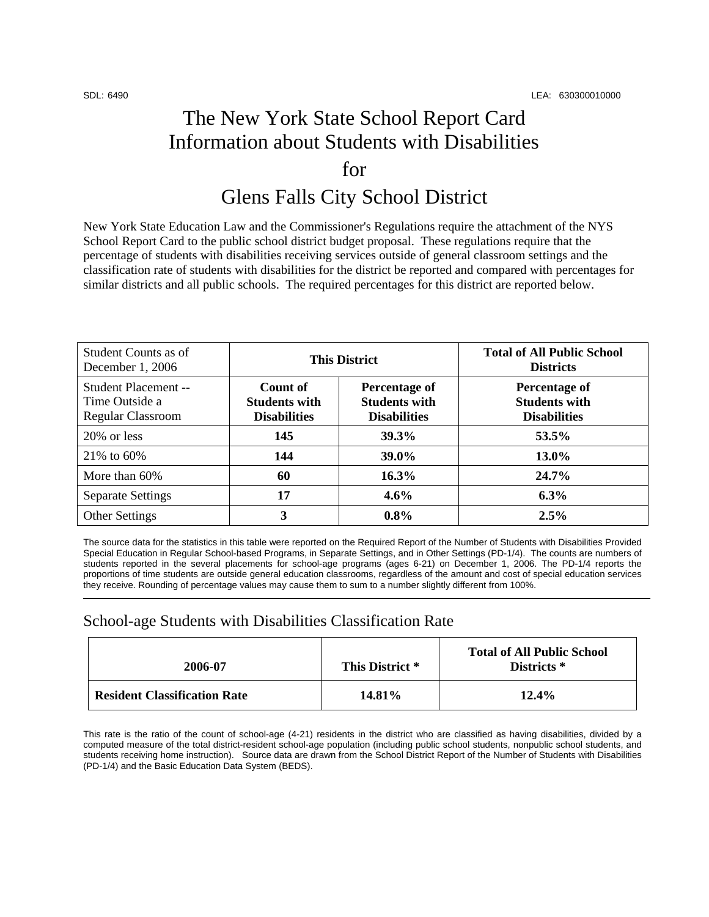SDL: 6490 LEA: 630300010000

# The New York State School Report Card Information about Students with Disabilities for Glens Falls City School District

New York State Education Law and the Commissioner's Regulations require the attachment of the NYS School Report Card to the public school district budget proposal. These regulations require that the percentage of students with disabilities receiving services outside of general classroom settings and the classification rate of students with disabilities for the district be reported and compared with percentages for similar districts and all public schools. The required percentages for this district are reported below.

| Student Counts as of December 1, 2006 | **This District** | | **Total of All Public School Districts** |
|---|---|---|---|
| Student Placement -- Time Outside a Regular Classroom | **Count of Students with Disabilities** | **Percentage of Students with Disabilities** | **Percentage of Students with Disabilities** |
| 20% or less | **145** | **39.3%** | **53.5%** |
| 21% to 60% | **144** | **39.0%** | **13.0%** |
| More than 60% | **60** | **16.3%** | **24.7%** |
| Separate Settings | **17** | **4.6%** | **6.3%** |
| Other Settings | **3** | **0.8%** | **2.5%** |

The source data for the statistics in this table were reported on the Required Report of the Number of Students with Disabilities Provided Special Education in Regular School-based Programs, in Separate Settings, and in Other Settings (PD-1/4). The counts are numbers of students reported in the several placements for school-age programs (ages 6-21) on December 1, 2006. The PD-1/4 reports the proportions of time students are outside general education classrooms, regardless of the amount and cost of special education services they receive. Rounding of percentage values may cause them to sum to a number slightly different from 100%.

## School-age Students with Disabilities Classification Rate

| **2006-07** | **This District *** | **Total of All Public School Districts *** |
|---|---|---|
| **Resident Classification Rate** | **14.81%** | **12.4%** |

This rate is the ratio of the count of school-age (4-21) residents in the district who are classified as having disabilities, divided by a computed measure of the total district-resident school-age population (including public school students, nonpublic school students, and students receiving home instruction). Source data are drawn from the School District Report of the Number of Students with Disabilities (PD-1/4) and the Basic Education Data System (BEDS).